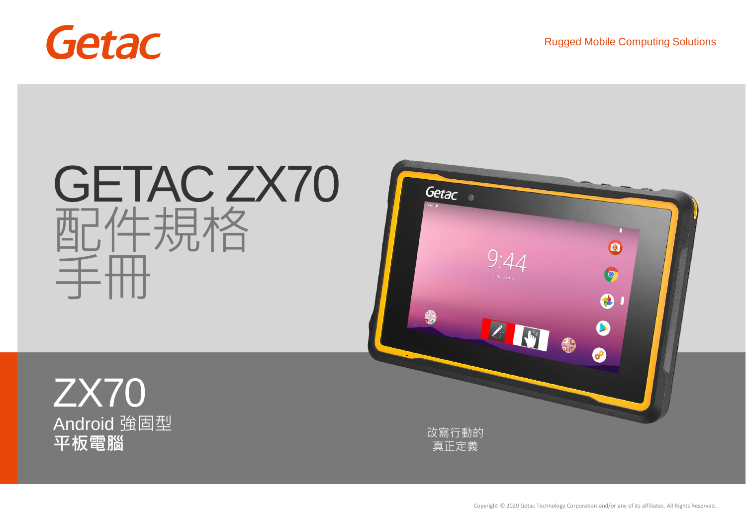Getac

Rugged Mobile Computing Solutions

# GETAC ZX70 配件規格手冊

## ZX70

Android 強固型 **平板電腦**

改寫行動的真正定義

Copyright © 2020 Getac Technology Corporation and/or any of its affiliates. All Rights Reserved.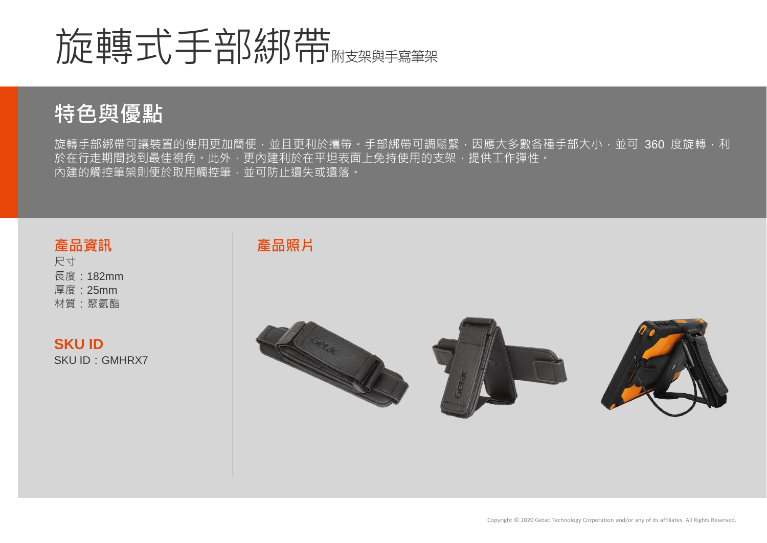# 旋轉式手部綁帶附支架與手寫筆架

## 特色與優點

旋轉手部綁帶可讓裝置的使用更加簡便，並且更利於攜帶。手部綁帶可調鬆緊，因應大多數各種手部大小，並可 360 度旋轉，利於在行走期間找到最佳視角。此外，更內建利於在平坦表面上免持使用的支架，提供工作彈性。
內建的觸控筆架則便於取用觸控筆，並可防止遺失或遺落。

### 產品資訊

尺寸
長度：182mm
厚度：25mm
材質：聚氨酯

### SKU ID

SKU ID：GMHRX7

### 產品照片

Copyright © 2020 Getac Technology Corporation and/or any of its affiliates. All Rights Reserved.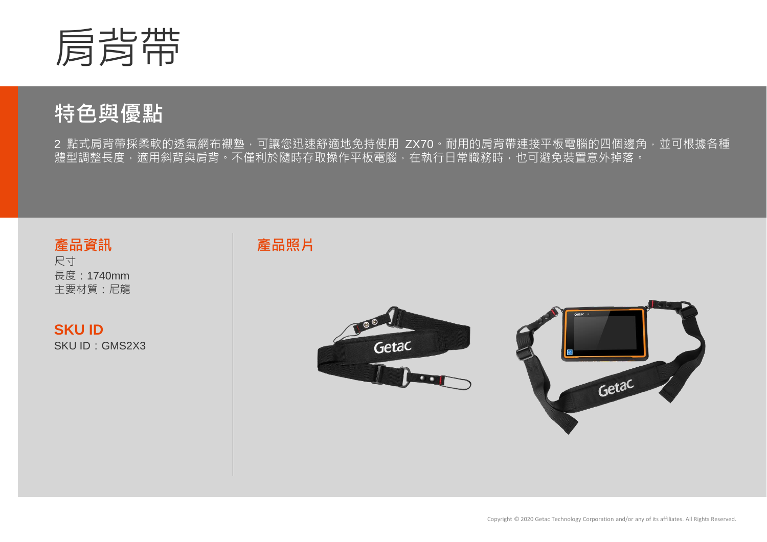# 肩背帶

## 特色與優點

2 點式肩背帶採柔軟的透氣網布襯墊，可讓您迅速舒適地免持使用 ZX70。耐用的肩背帶連接平板電腦的四個邊角，並可根據各種體型調整長度，適用斜背與肩背。不僅利於隨時存取操作平板電腦，在執行日常職務時，也可避免裝置意外掉落。

### 產品資訊

尺寸

長度：1740mm

主要材質：尼龍

### SKU ID

SKU ID：GMS2X3

### 產品照片

Copyright © 2020 Getac Technology Corporation and/or any of its affiliates. All Rights Reserved.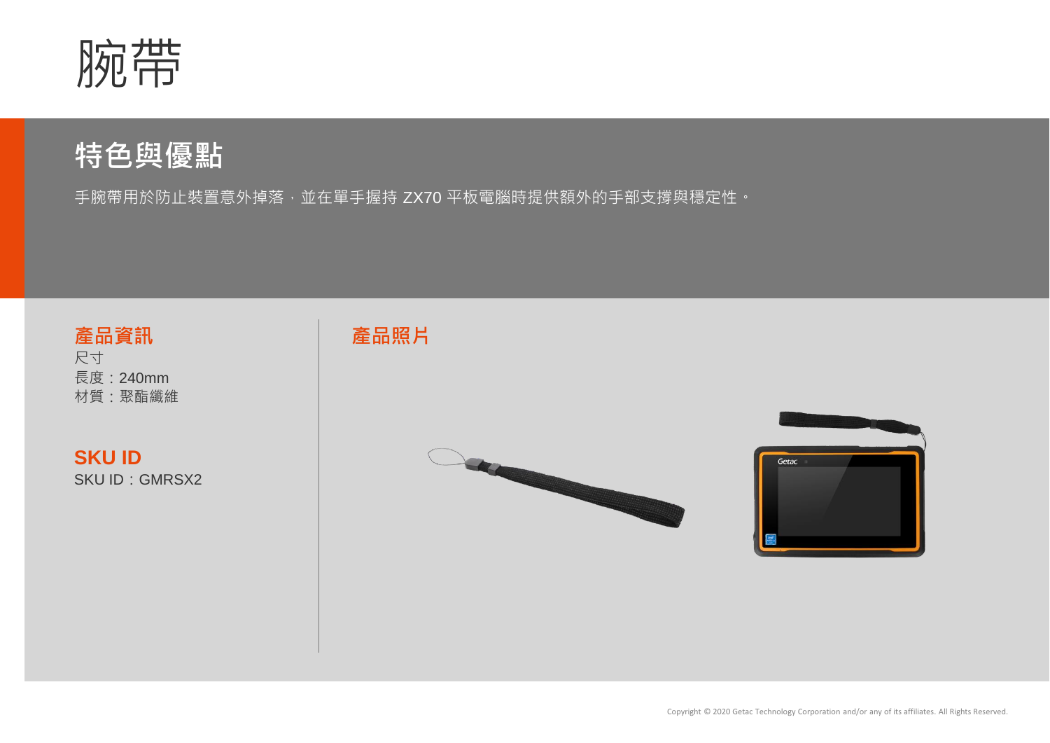# 腕帶

## 特色與優點

手腕帶用於防止裝置意外掉落，並在單手握持 ZX70 平板電腦時提供額外的手部支撐與穩定性。

### 產品資訊

尺寸
長度：240mm
材質：聚酯纖維

### SKU ID

SKU ID：GMRSX2

### 產品照片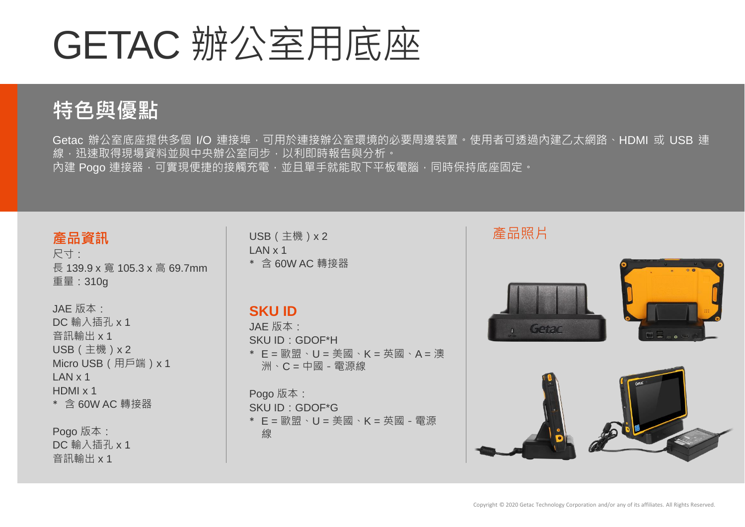# GETAC 辦公室用底座

## 特色與優點

Getac 辦公室底座提供多個 I/O 連接埠，可用於連接辦公室環境的必要周邊裝置。使用者可透過內建乙太網路、HDMI 或 USB 連線，迅速取得現場資料並與中央辦公室同步，以利即時報告與分析。
內建 Pogo 連接器，可實現便捷的接觸充電，並且單手就能取下平板電腦，同時保持底座固定。

### 產品資訊

尺寸：
長 139.9 x 寬 105.3 x 高 69.7mm
重量：310g

JAE 版本：
DC 輸入插孔 x 1
音訊輸出 x 1
USB（主機）x 2
Micro USB（用戶端）x 1
LAN x 1
HDMI x 1
* 含 60W AC 轉接器

Pogo 版本：
DC 輸入插孔 x 1
音訊輸出 x 1
USB（主機）x 2
LAN x 1
* 含 60W AC 轉接器

### SKU ID

JAE 版本：
SKU ID：GDOF*H
* E = 歐盟、U = 美國、K = 英國、A = 澳洲、C = 中國 - 電源線

Pogo 版本：
SKU ID：GDOF*G
* E = 歐盟、U = 美國、K = 英國 - 電源線

### 產品照片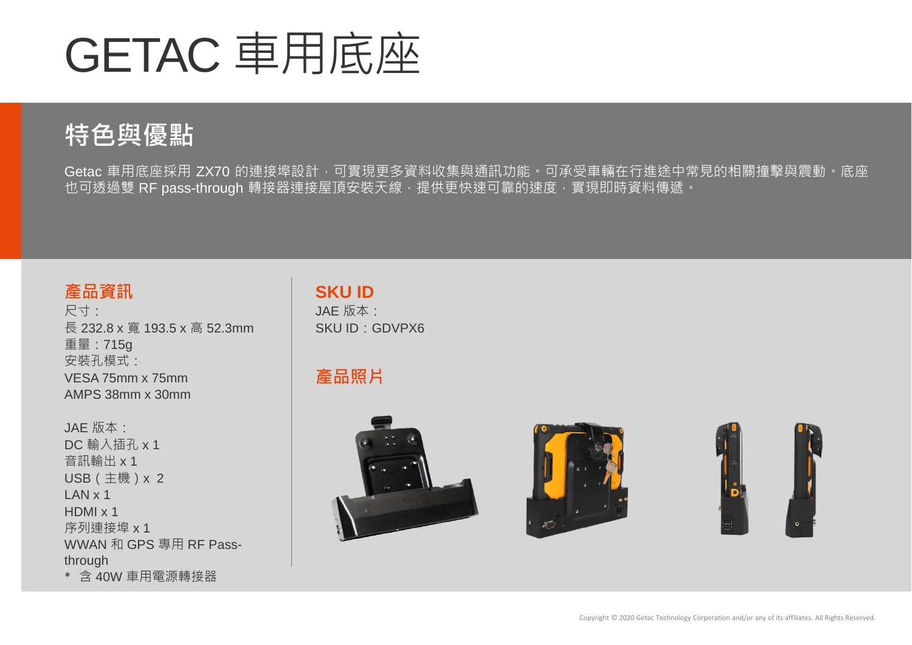# GETAC 車用底座

## 特色與優點

Getac 車用底座採用 ZX70 的連接埠設計，可實現更多資料收集與通訊功能。可承受車輛在行進途中常見的相關撞擊與震動。底座也可透過雙 RF pass-through 轉接器連接屋頂安裝天線，提供更快速可靠的速度，實現即時資料傳遞。

### 產品資訊

尺寸：
長 232.8 x 寬 193.5 x 高 52.3mm
重量：715g
安裝孔模式：
VESA 75mm x 75mm
AMPS 38mm x 30mm

JAE 版本：
DC 輸入插孔 x 1
音訊輸出 x 1
USB（主機）x 2
LAN x 1
HDMI x 1
序列連接埠 x 1
WWAN 和 GPS 專用 RF Pass-through
* 含 40W 車用電源轉接器

### SKU ID

JAE 版本：
SKU ID：GDVPX6

### 產品照片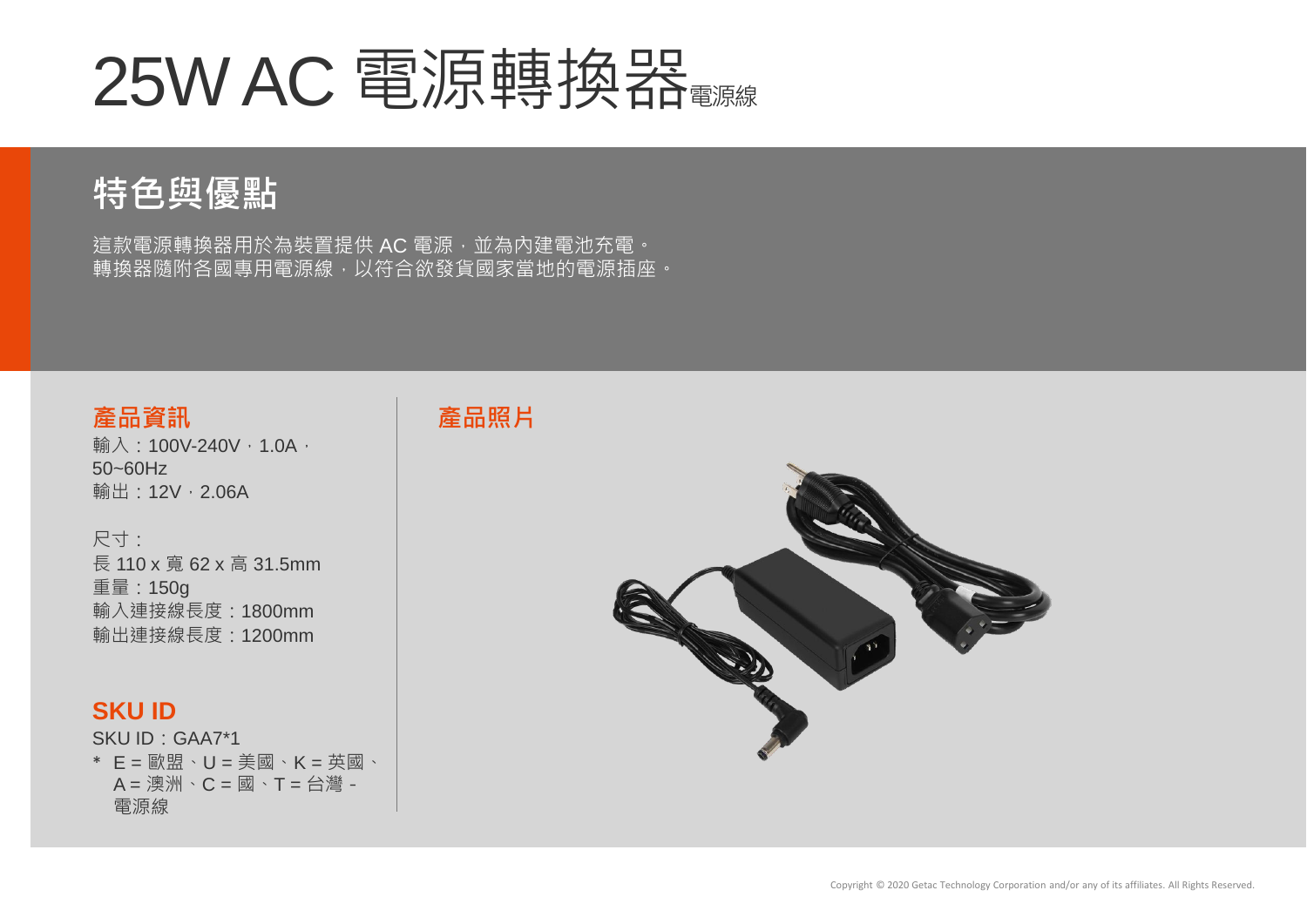# 25W AC 電源轉換器電源線

## 特色與優點

這款電源轉換器用於為裝置提供 AC 電源，並為內建電池充電。
轉換器隨附各國專用電源線，以符合欲發貨國家當地的電源插座。

### 產品資訊

輸入：100V-240V，1.0A，50~60Hz
輸出：12V，2.06A

尺寸：
長 110 x 寬 62 x 高 31.5mm
重量：150g
輸入連接線長度：1800mm
輸出連接線長度：1200mm

### SKU ID

SKU ID：GAA7*1

* E = 歐盟、U = 美國、K = 英國、A = 澳洲、C = 國、T = 台灣 - 電源線

### 產品照片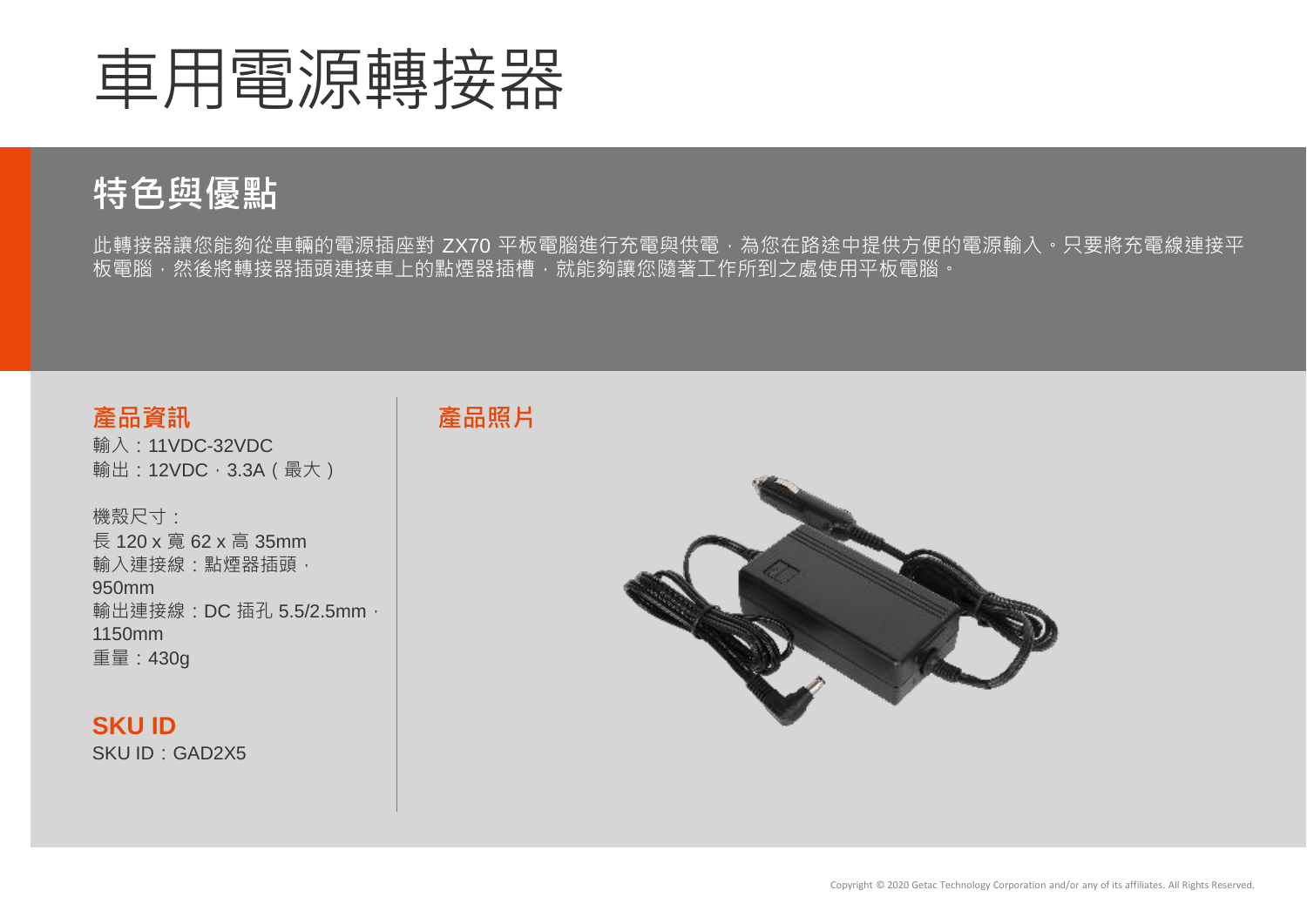# 車用電源轉接器

## 特色與優點

此轉接器讓您能夠從車輛的電源插座對 ZX70 平板電腦進行充電與供電，為您在路途中提供方便的電源輸入。只要將充電線連接平板電腦，然後將轉接器插頭連接車上的點煙器插槽，就能夠讓您隨著工作所到之處使用平板電腦。

### 產品資訊

輸入：11VDC-32VDC
輸出：12VDC，3.3A（最大）

機殼尺寸：
長 120 x 寬 62 x 高 35mm
輸入連接線：點煙器插頭，950mm
輸出連接線：DC 插孔 5.5/2.5mm，1150mm
重量：430g

### SKU ID

SKU ID：GAD2X5

### 產品照片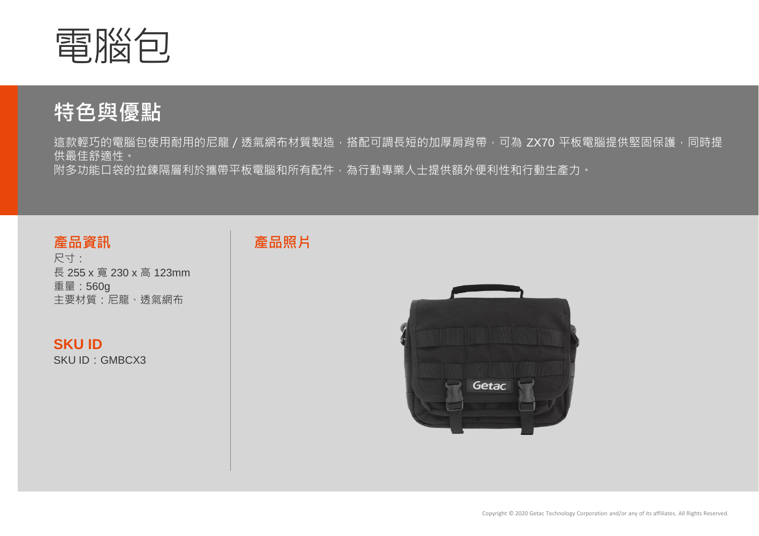# 電腦包

## 特色與優點

這款輕巧的電腦包使用耐用的尼龍 / 透氣網布材質製造，搭配可調長短的加厚肩背帶，可為 ZX70 平板電腦提供堅固保護，同時提供最佳舒適性。
附多功能口袋的拉鍊隔層利於攜帶平板電腦和所有配件，為行動專業人士提供額外便利性和行動生產力。

### 產品資訊

尺寸：
長 255 x 寬 230 x 高 123mm
重量：560g
主要材質：尼龍、透氣網布

### SKU ID

SKU ID：GMBCX3

### 產品照片

Copyright © 2020 Getac Technology Corporation and/or any of its affiliates. All Rights Reserved.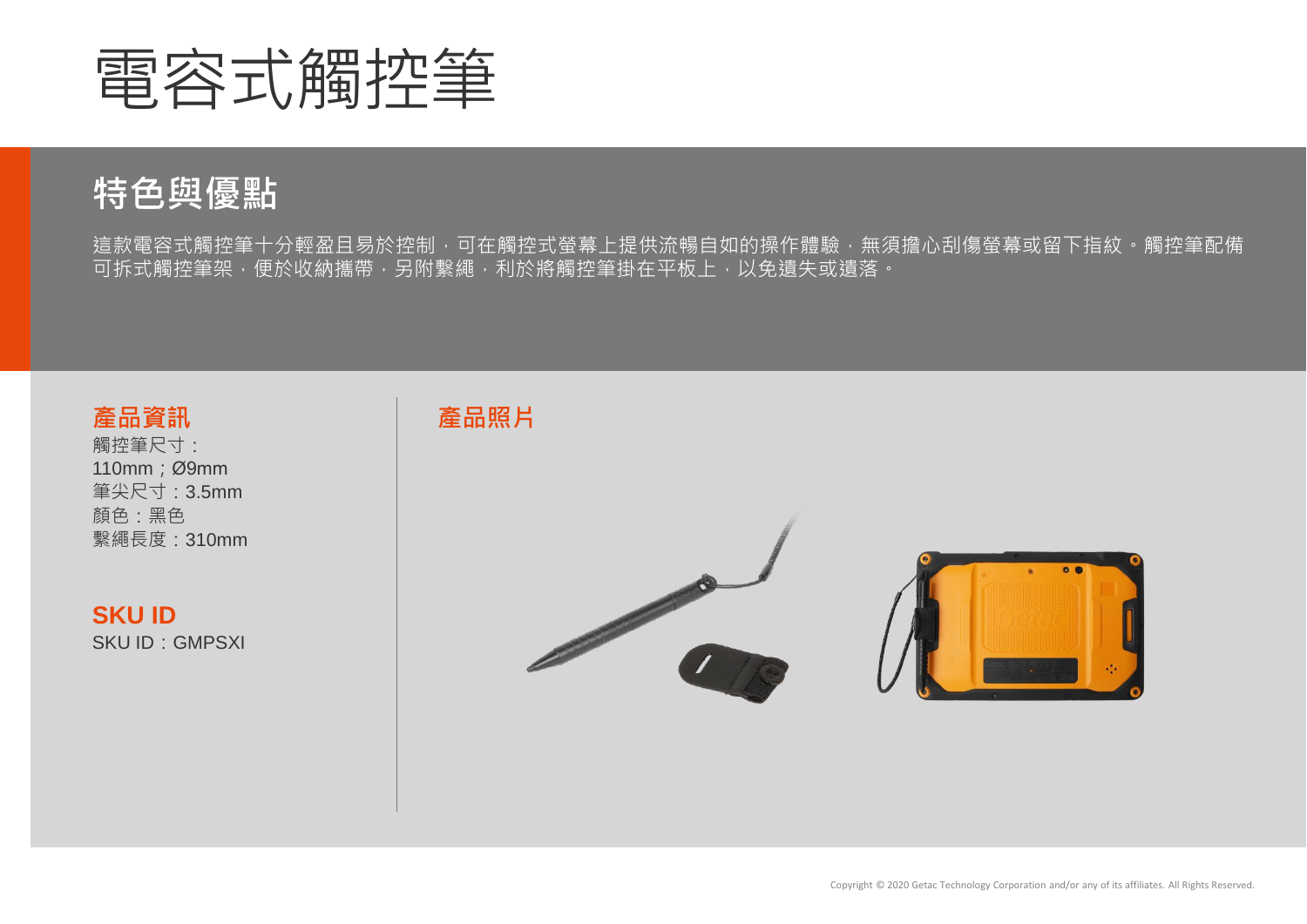# 電容式觸控筆

## 特色與優點

這款電容式觸控筆十分輕盈且易於控制，可在觸控式螢幕上提供流暢自如的操作體驗，無須擔心刮傷螢幕或留下指紋。觸控筆配備可拆式觸控筆架，便於收納攜帶，另附繫繩，利於將觸控筆掛在平板上，以免遺失或遺落。

### 產品資訊

觸控筆尺寸：
110mm；Ø9mm
筆尖尺寸：3.5mm
顏色：黑色
繫繩長度：310mm

### SKU ID

SKU ID：GMPSXI

### 產品照片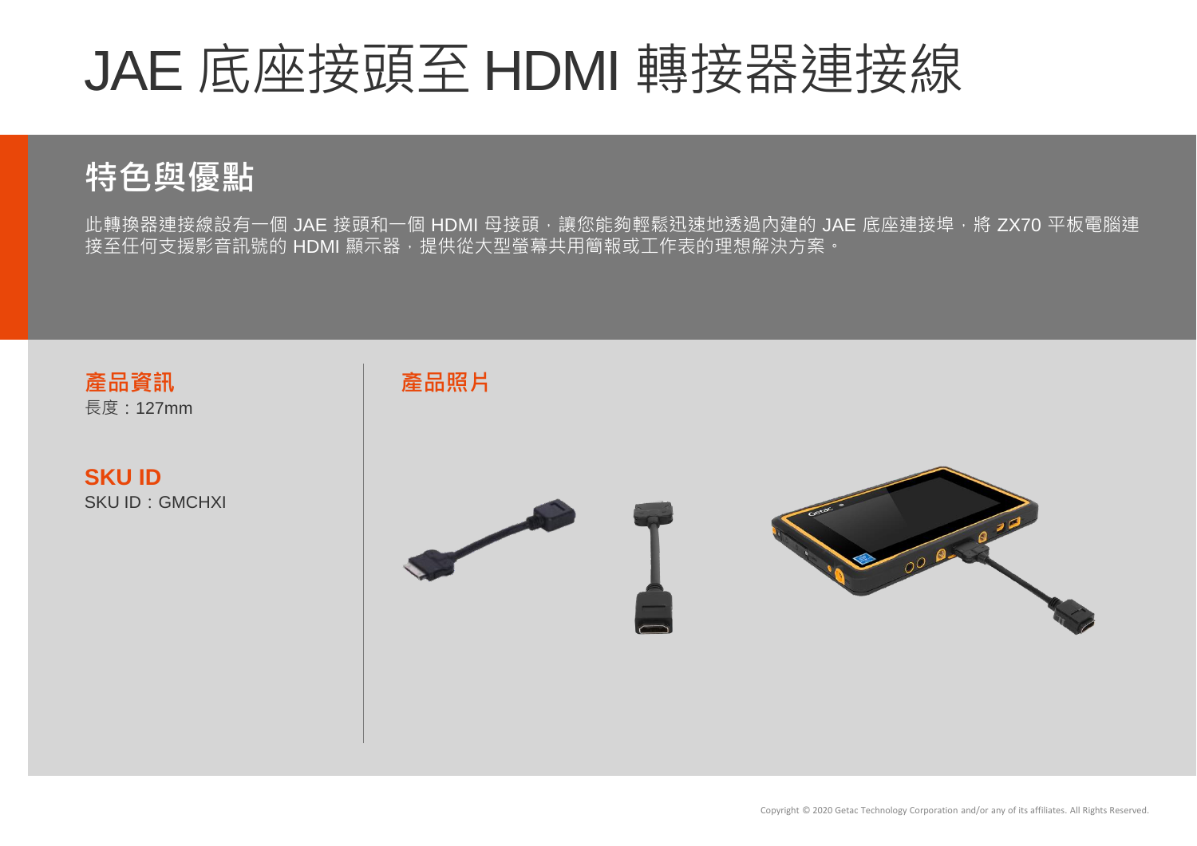# JAE 底座接頭至 HDMI 轉接器連接線

## 特色與優點

此轉換器連接線設有一個 JAE 接頭和一個 HDMI 母接頭，讓您能夠輕鬆迅速地透過內建的 JAE 底座連接埠，將 ZX70 平板電腦連接至任何支援影音訊號的 HDMI 顯示器，提供從大型螢幕共用簡報或工作表的理想解決方案。

### 產品資訊

長度：127mm

### SKU ID

SKU ID：GMCHXI

### 產品照片

Copyright © 2020 Getac Technology Corporation and/or any of its affiliates. All Rights Reserved.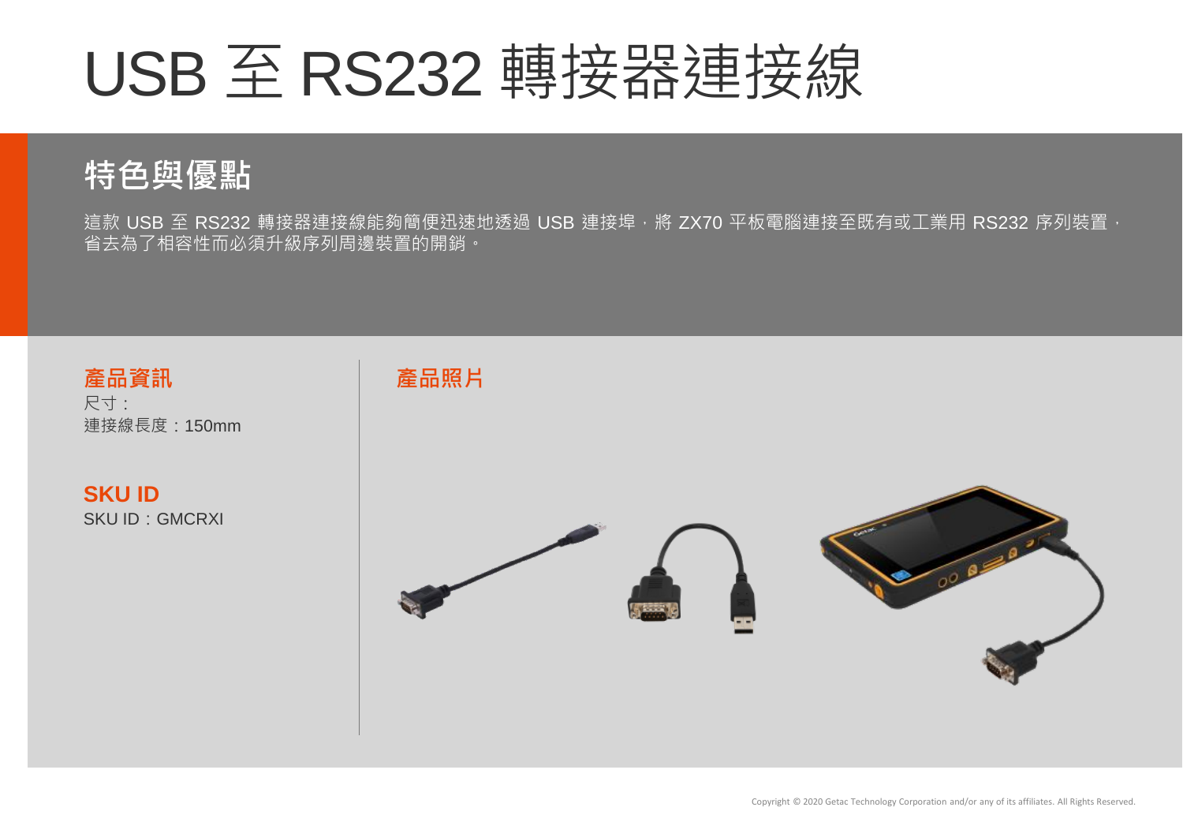# USB 至 RS232 轉接器連接線

## 特色與優點

這款 USB 至 RS232 轉接器連接線能夠簡便迅速地透過 USB 連接埠，將 ZX70 平板電腦連接至既有或工業用 RS232 序列裝置，省去為了相容性而必須升級序列周邊裝置的開銷。

### 產品資訊

尺寸：
連接線長度：150mm

### SKU ID

SKU ID：GMCRXI

### 產品照片

Copyright © 2020 Getac Technology Corporation and/or any of its affiliates. All Rights Reserved.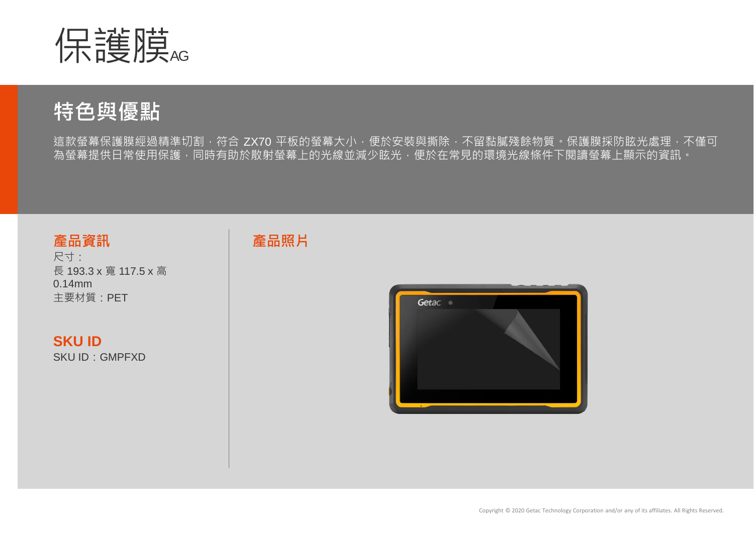# 保護膜AG

## 特色與優點

這款螢幕保護膜經過精準切割，符合 ZX70 平板的螢幕大小，便於安裝與撕除，不留黏膩殘餘物質。保護膜採防眩光處理，不僅可為螢幕提供日常使用保護，同時有助於散射螢幕上的光線並減少眩光，便於在常見的環境光線條件下閱讀螢幕上顯示的資訊。

### 產品資訊

尺寸：
長 193.3 x 寬 117.5 x 高 0.14mm
主要材質：PET

### SKU ID

SKU ID：GMPFXD

### 產品照片

Copyright © 2020 Getac Technology Corporation and/or any of its affiliates. All Rights Reserved.